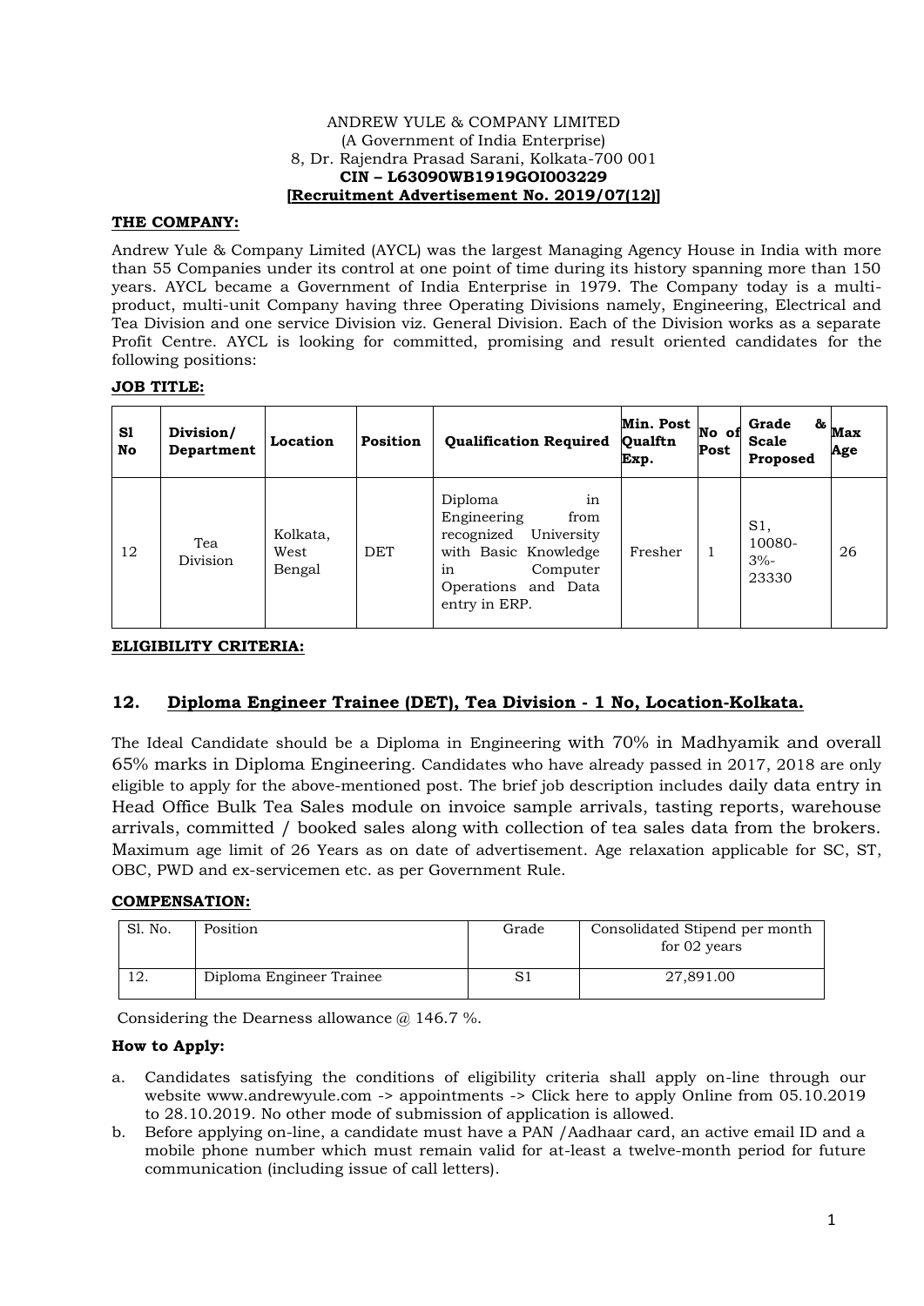ANDREW YULE & COMPANY LIMITED
(A Government of India Enterprise)
8, Dr. Rajendra Prasad Sarani, Kolkata-700 001
**CIN – L63090WB1919GOI003229**
**[Recruitment Advertisement No. 2019/07(12)]**

## THE COMPANY:

Andrew Yule & Company Limited (AYCL) was the largest Managing Agency House in India with more than 55 Companies under its control at one point of time during its history spanning more than 150 years. AYCL became a Government of India Enterprise in 1979. The Company today is a multi-product, multi-unit Company having three Operating Divisions namely, Engineering, Electrical and Tea Division and one service Division viz. General Division. Each of the Division works as a separate Profit Centre. AYCL is looking for committed, promising and result oriented candidates for the following positions:

## JOB TITLE:

| Sl No | Division/ Department | Location | Position | Qualification Required | Min. Post Qualftn Exp. | No of Post | Grade & Scale Proposed | Max Age |
|---|---|---|---|---|---|---|---|---|
| 12 | Tea Division | Kolkata, West Bengal | DET | Diploma in Engineering from recognized University with Basic Knowledge in Computer Operations and Data entry in ERP. | Fresher | 1 | S1, 10080-3%-23330 | 26 |

## ELIGIBILITY CRITERIA:

### 12. Diploma Engineer Trainee (DET), Tea Division - 1 No, Location-Kolkata.

The Ideal Candidate should be a Diploma in Engineering with 70% in Madhyamik and overall 65% marks in Diploma Engineering. Candidates who have already passed in 2017, 2018 are only eligible to apply for the above-mentioned post. The brief job description includes daily data entry in Head Office Bulk Tea Sales module on invoice sample arrivals, tasting reports, warehouse arrivals, committed / booked sales along with collection of tea sales data from the brokers. Maximum age limit of 26 Years as on date of advertisement. Age relaxation applicable for SC, ST, OBC, PWD and ex-servicemen etc. as per Government Rule.

## COMPENSATION:

| Sl. No. | Position | Grade | Consolidated Stipend per month for 02 years |
|---|---|---|---|
| 12. | Diploma Engineer Trainee | S1 | 27,891.00 |

Considering the Dearness allowance @ 146.7 %.

### How to Apply:

a. Candidates satisfying the conditions of eligibility criteria shall apply on-line through our website www.andrewyule.com -> appointments -> Click here to apply Online from 05.10.2019 to 28.10.2019. No other mode of submission of application is allowed.

b. Before applying on-line, a candidate must have a PAN /Aadhaar card, an active email ID and a mobile phone number which must remain valid for at-least a twelve-month period for future communication (including issue of call letters).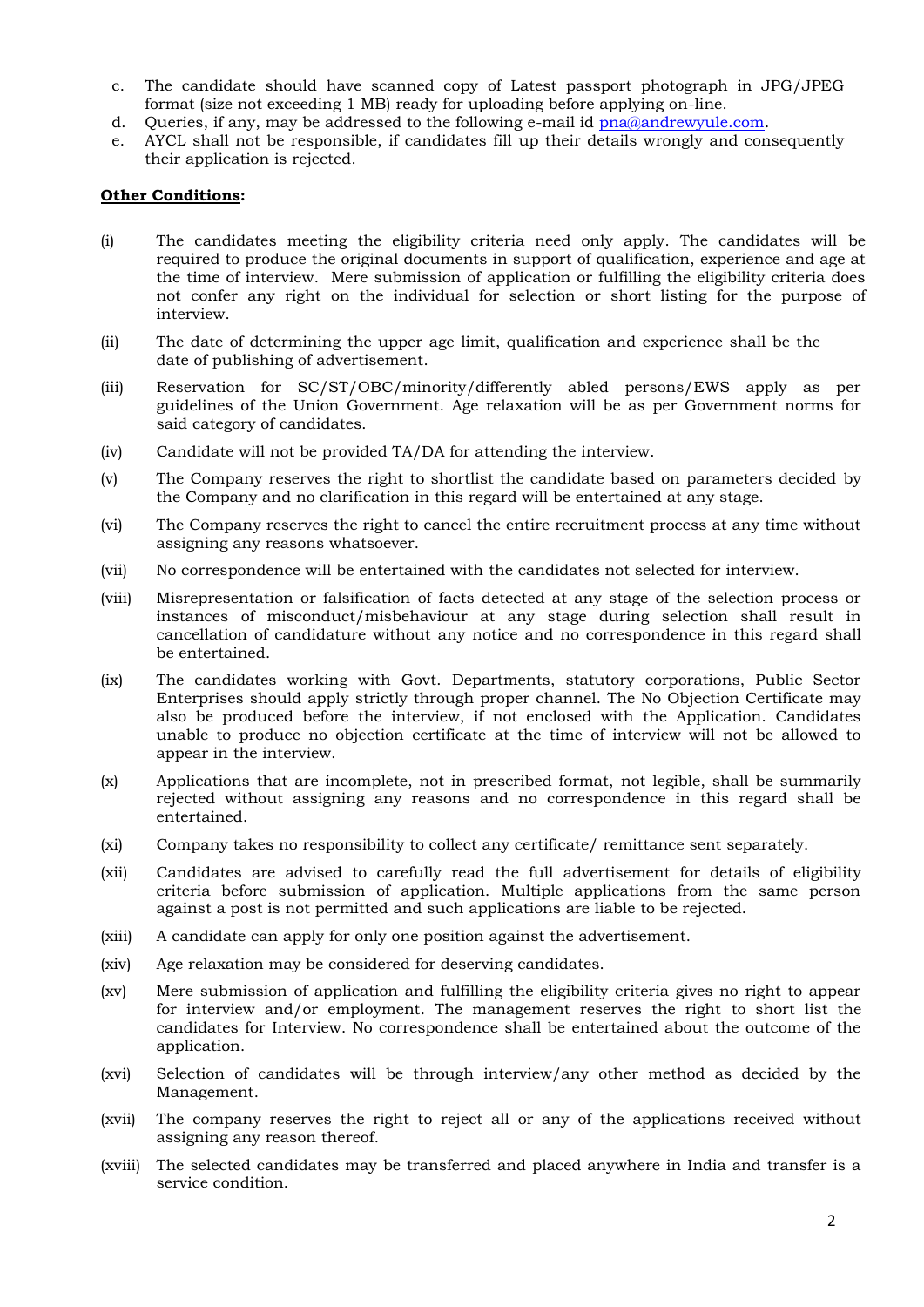c. The candidate should have scanned copy of Latest passport photograph in JPG/JPEG format (size not exceeding 1 MB) ready for uploading before applying on-line.
d. Queries, if any, may be addressed to the following e-mail id pna@andrewyule.com.
e. AYCL shall not be responsible, if candidates fill up their details wrongly and consequently their application is rejected.

**Other Conditions:**

(i) The candidates meeting the eligibility criteria need only apply. The candidates will be required to produce the original documents in support of qualification, experience and age at the time of interview. Mere submission of application or fulfilling the eligibility criteria does not confer any right on the individual for selection or short listing for the purpose of interview.

(ii) The date of determining the upper age limit, qualification and experience shall be the date of publishing of advertisement.

(iii) Reservation for SC/ST/OBC/minority/differently abled persons/EWS apply as per guidelines of the Union Government. Age relaxation will be as per Government norms for said category of candidates.

(iv) Candidate will not be provided TA/DA for attending the interview.

(v) The Company reserves the right to shortlist the candidate based on parameters decided by the Company and no clarification in this regard will be entertained at any stage.

(vi) The Company reserves the right to cancel the entire recruitment process at any time without assigning any reasons whatsoever.

(vii) No correspondence will be entertained with the candidates not selected for interview.

(viii) Misrepresentation or falsification of facts detected at any stage of the selection process or instances of misconduct/misbehaviour at any stage during selection shall result in cancellation of candidature without any notice and no correspondence in this regard shall be entertained.

(ix) The candidates working with Govt. Departments, statutory corporations, Public Sector Enterprises should apply strictly through proper channel. The No Objection Certificate may also be produced before the interview, if not enclosed with the Application. Candidates unable to produce no objection certificate at the time of interview will not be allowed to appear in the interview.

(x) Applications that are incomplete, not in prescribed format, not legible, shall be summarily rejected without assigning any reasons and no correspondence in this regard shall be entertained.

(xi) Company takes no responsibility to collect any certificate/ remittance sent separately.

(xii) Candidates are advised to carefully read the full advertisement for details of eligibility criteria before submission of application. Multiple applications from the same person against a post is not permitted and such applications are liable to be rejected.

(xiii) A candidate can apply for only one position against the advertisement.

(xiv) Age relaxation may be considered for deserving candidates.

(xv) Mere submission of application and fulfilling the eligibility criteria gives no right to appear for interview and/or employment. The management reserves the right to short list the candidates for Interview. No correspondence shall be entertained about the outcome of the application.

(xvi) Selection of candidates will be through interview/any other method as decided by the Management.

(xvii) The company reserves the right to reject all or any of the applications received without assigning any reason thereof.

(xviii) The selected candidates may be transferred and placed anywhere in India and transfer is a service condition.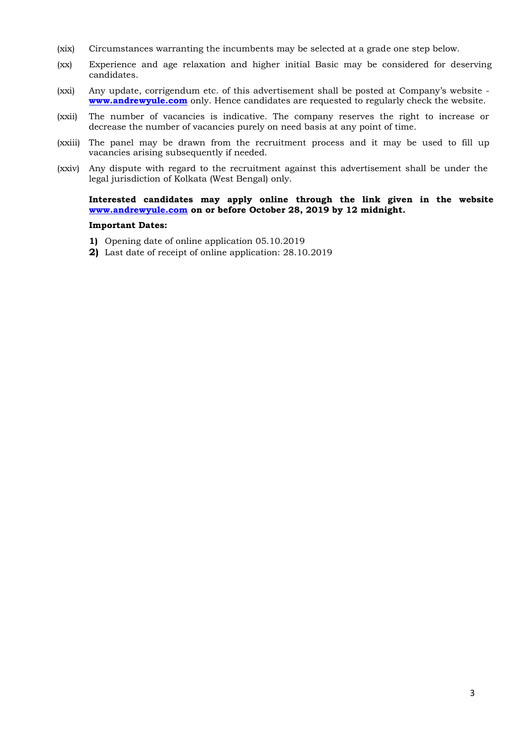(xix) Circumstances warranting the incumbents may be selected at a grade one step below.

(xx) Experience and age relaxation and higher initial Basic may be considered for deserving candidates.

(xxi) Any update, corrigendum etc. of this advertisement shall be posted at Company's website - **www.andrewyule.com** only. Hence candidates are requested to regularly check the website.

(xxii) The number of vacancies is indicative. The company reserves the right to increase or decrease the number of vacancies purely on need basis at any point of time.

(xxiii) The panel may be drawn from the recruitment process and it may be used to fill up vacancies arising subsequently if needed.

(xxiv) Any dispute with regard to the recruitment against this advertisement shall be under the legal jurisdiction of Kolkata (West Bengal) only.

**Interested candidates may apply online through the link given in the website www.andrewyule.com on or before October 28, 2019 by 12 midnight.**

**Important Dates:**

1) Opening date of online application 05.10.2019
2) Last date of receipt of online application: 28.10.2019